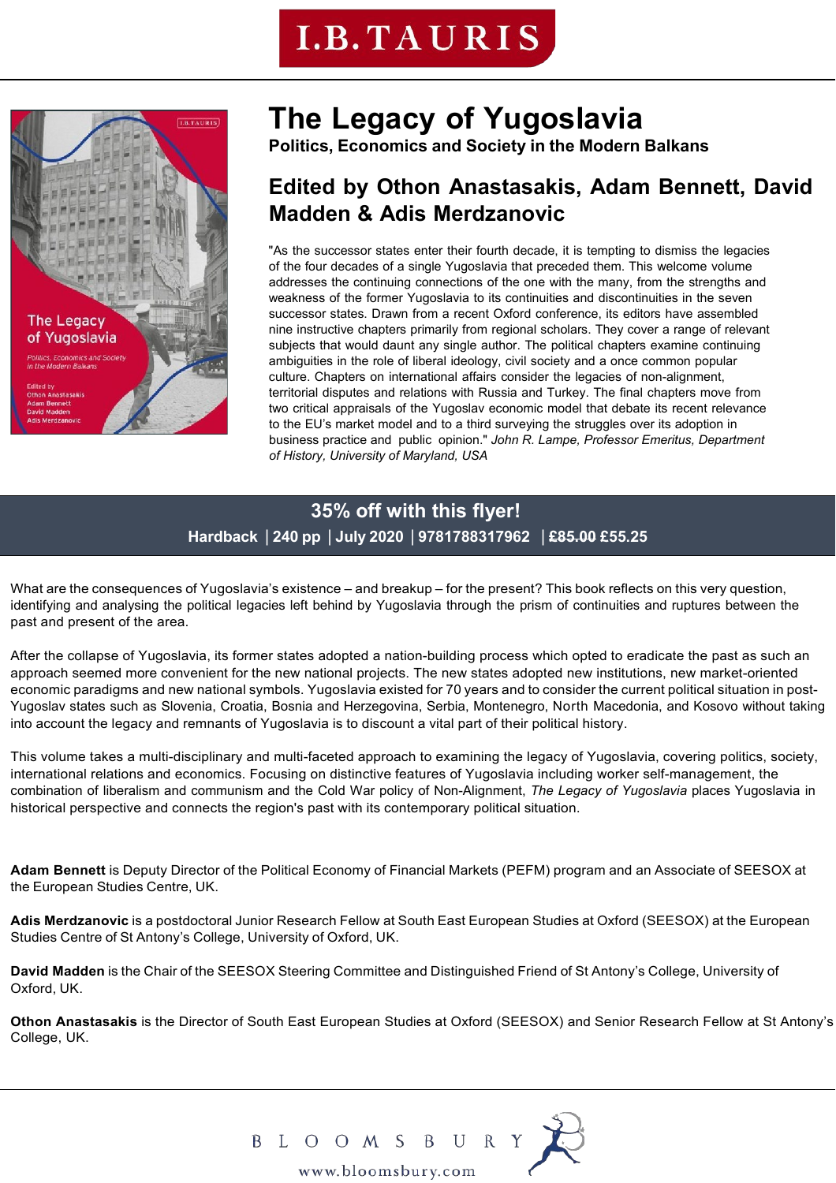I.B.TAURIS

# The Legacy of Yugoslavia

**Politics, Economics and Society in the Modern Balkans**

## Edited by Othon Anastasakis, Adam Bennett, David Madden & Adis Merdzanovic

"As the successor states enter their fourth decade, it is tempting to dismiss the legacies of the four decades of a single Yugoslavia that preceded them. This welcome volume addresses the continuing connections of the one with the many, from the strengths and weakness of the former Yugoslavia to its continuities and discontinuities in the seven successor states. Drawn from a recent Oxford conference, its editors have assembled nine instructive chapters primarily from regional scholars. They cover a range of relevant subjects that would daunt any single author. The political chapters examine continuing ambiguities in the role of liberal ideology, civil society and a once common popular culture. Chapters on international affairs consider the legacies of non-alignment, territorial disputes and relations with Russia and Turkey. The final chapters move from two critical appraisals of the Yugoslav economic model that debate its recent relevance to the EU's market model and to a third surveying the struggles over its adoption in business practice and public opinion." *John R. Lampe, Professor Emeritus, Department of History, University of Maryland, USA*

**35% off with this flyer!**

**Hardback | 240 pp | July 2020 | 9781788317962 | ~~£85.00~~ £55.25**

What are the consequences of Yugoslavia's existence – and breakup – for the present? This book reflects on this very question, identifying and analysing the political legacies left behind by Yugoslavia through the prism of continuities and ruptures between the past and present of the area.

After the collapse of Yugoslavia, its former states adopted a nation-building process which opted to eradicate the past as such an approach seemed more convenient for the new national projects. The new states adopted new institutions, new market-oriented economic paradigms and new national symbols. Yugoslavia existed for 70 years and to consider the current political situation in post-Yugoslav states such as Slovenia, Croatia, Bosnia and Herzegovina, Serbia, Montenegro, North Macedonia, and Kosovo without taking into account the legacy and remnants of Yugoslavia is to discount a vital part of their political history.

This volume takes a multi-disciplinary and multi-faceted approach to examining the legacy of Yugoslavia, covering politics, society, international relations and economics. Focusing on distinctive features of Yugoslavia including worker self-management, the combination of liberalism and communism and the Cold War policy of Non-Alignment, *The Legacy of Yugoslavia* places Yugoslavia in historical perspective and connects the region's past with its contemporary political situation.

**Adam Bennett** is Deputy Director of the Political Economy of Financial Markets (PEFM) program and an Associate of SEESOX at the European Studies Centre, UK.

**Adis Merdzanovic** is a postdoctoral Junior Research Fellow at South East European Studies at Oxford (SEESOX) at the European Studies Centre of St Antony's College, University of Oxford, UK.

**David Madden** is the Chair of the SEESOX Steering Committee and Distinguished Friend of St Antony's College, University of Oxford, UK.

**Othon Anastasakis** is the Director of South East European Studies at Oxford (SEESOX) and Senior Research Fellow at St Antony's College, UK.

BLOOMSBURY

www.bloomsbury.com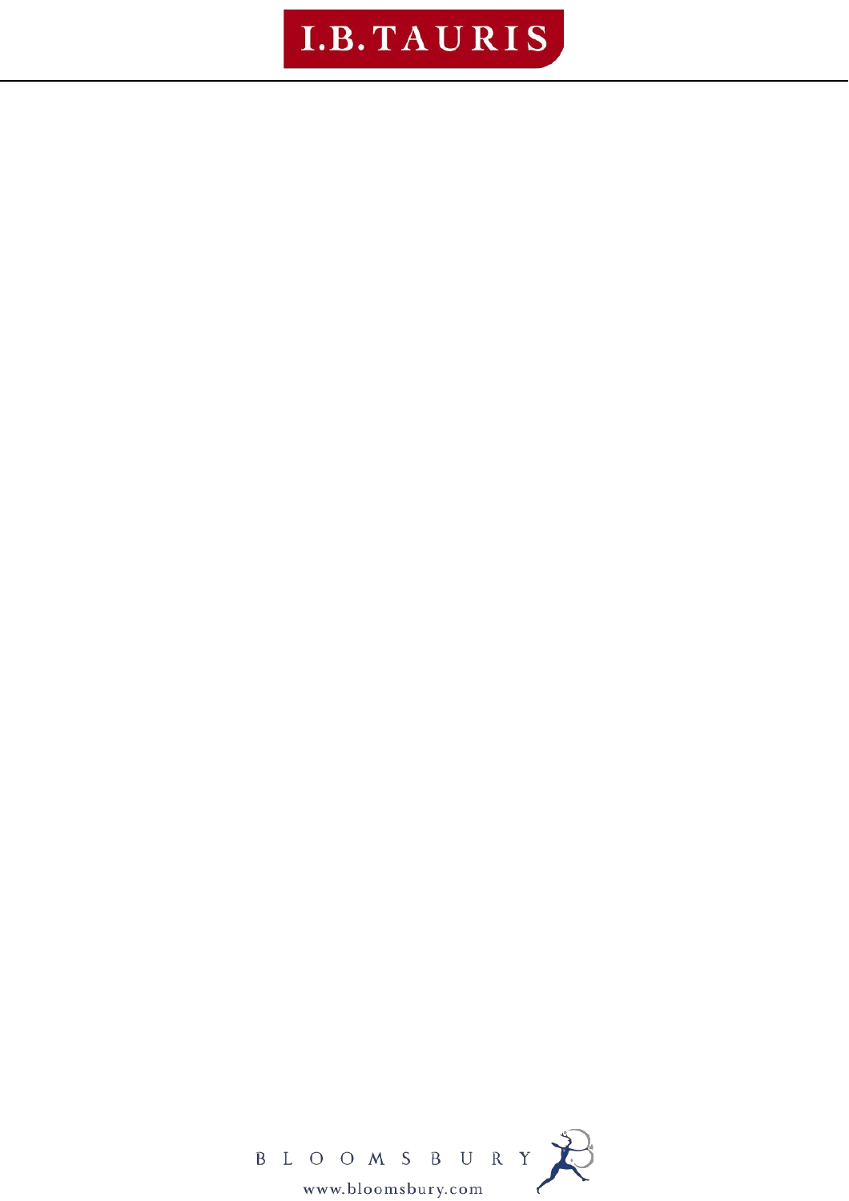# I.B.TAURIS

BLOOMSBURY

www.bloomsbury.com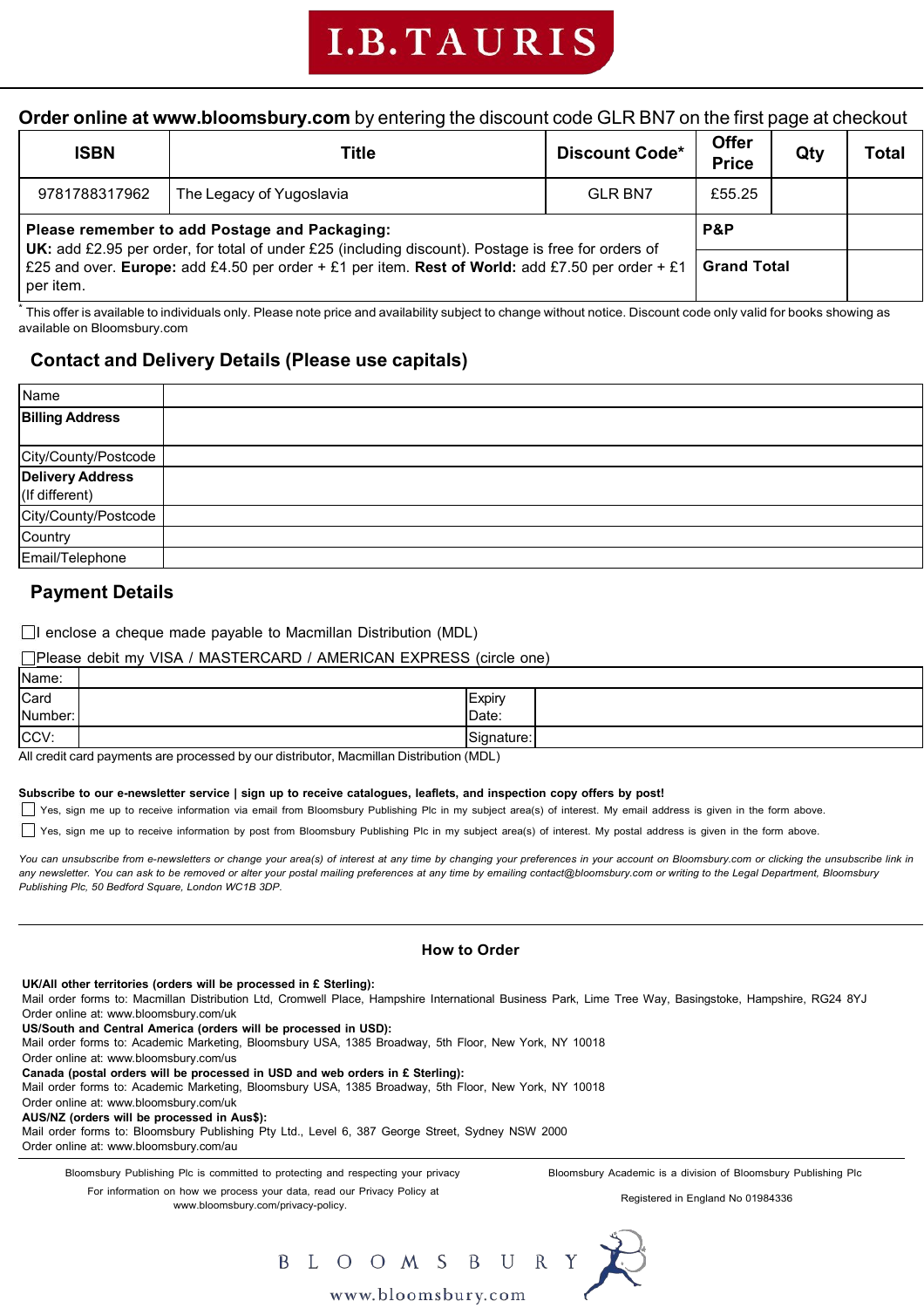# I.B.TAURIS

**Order online at www.bloomsbury.com** by entering the discount code GLR BN7 on the first page at checkout

| ISBN | Title | Discount Code* | Offer Price | Qty | Total |
|---|---|---|---|---|---|
| 9781788317962 | The Legacy of Yugoslavia | GLR BN7 | £55.25 | | |
| **Please remember to add Postage and Packaging:** **UK:** add £2.95 per order, for total of under £25 (including discount). Postage is free for orders of £25 and over. **Europe:** add £4.50 per order + £1 per item. **Rest of World:** add £7.50 per order + £1 per item. | | | **P&P** | | |
| | | | **Grand Total** | | |

* This offer is available to individuals only. Please note price and availability subject to change without notice. Discount code only valid for books showing as available on Bloomsbury.com

## Contact and Delivery Details (Please use capitals)

| | |
|---|---|
| Name | |
| **Billing Address** | |
| City/County/Postcode | |
| **Delivery Address** (If different) | |
| City/County/Postcode | |
| Country | |
| Email/Telephone | |

## Payment Details

☐ I enclose a cheque made payable to Macmillan Distribution (MDL)

☐ Please debit my VISA / MASTERCARD / AMERICAN EXPRESS (circle one)

| | | | |
|---|---|---|---|
| Name: | | | |
| Card Number: | | Expiry Date: | |
| CCV: | | Signature: | |

All credit card payments are processed by our distributor, Macmillan Distribution (MDL)

**Subscribe to our e-newsletter service | sign up to receive catalogues, leaflets, and inspection copy offers by post!**

☐ Yes, sign me up to receive information via email from Bloomsbury Publishing Plc in my subject area(s) of interest. My email address is given in the form above.

☐ Yes, sign me up to receive information by post from Bloomsbury Publishing Plc in my subject area(s) of interest. My postal address is given in the form above.

*You can unsubscribe from e-newsletters or change your area(s) of interest at any time by changing your preferences in your account on Bloomsbury.com or clicking the unsubscribe link in any newsletter. You can ask to be removed or alter your postal mailing preferences at any time by emailing contact@bloomsbury.com or writing to the Legal Department, Bloomsbury Publishing Plc, 50 Bedford Square, London WC1B 3DP.*

## How to Order

**UK/All other territories (orders will be processed in £ Sterling):**
Mail order forms to: Macmillan Distribution Ltd, Cromwell Place, Hampshire International Business Park, Lime Tree Way, Basingstoke, Hampshire, RG24 8YJ
Order online at: www.bloomsbury.com/uk

**US/South and Central America (orders will be processed in USD):**
Mail order forms to: Academic Marketing, Bloomsbury USA, 1385 Broadway, 5th Floor, New York, NY 10018
Order online at: www.bloomsbury.com/us

**Canada (postal orders will be processed in USD and web orders in £ Sterling):**
Mail order forms to: Academic Marketing, Bloomsbury USA, 1385 Broadway, 5th Floor, New York, NY 10018
Order online at: www.bloomsbury.com/uk

**AUS/NZ (orders will be processed in Aus$):**
Mail order forms to: Bloomsbury Publishing Pty Ltd., Level 6, 387 George Street, Sydney NSW 2000
Order online at: www.bloomsbury.com/au

Bloomsbury Publishing Plc is committed to protecting and respecting your privacy
For information on how we process your data, read our Privacy Policy at www.bloomsbury.com/privacy-policy.

Bloomsbury Academic is a division of Bloomsbury Publishing Plc
Registered in England No 01984336

BLOOMSBURY
www.bloomsbury.com